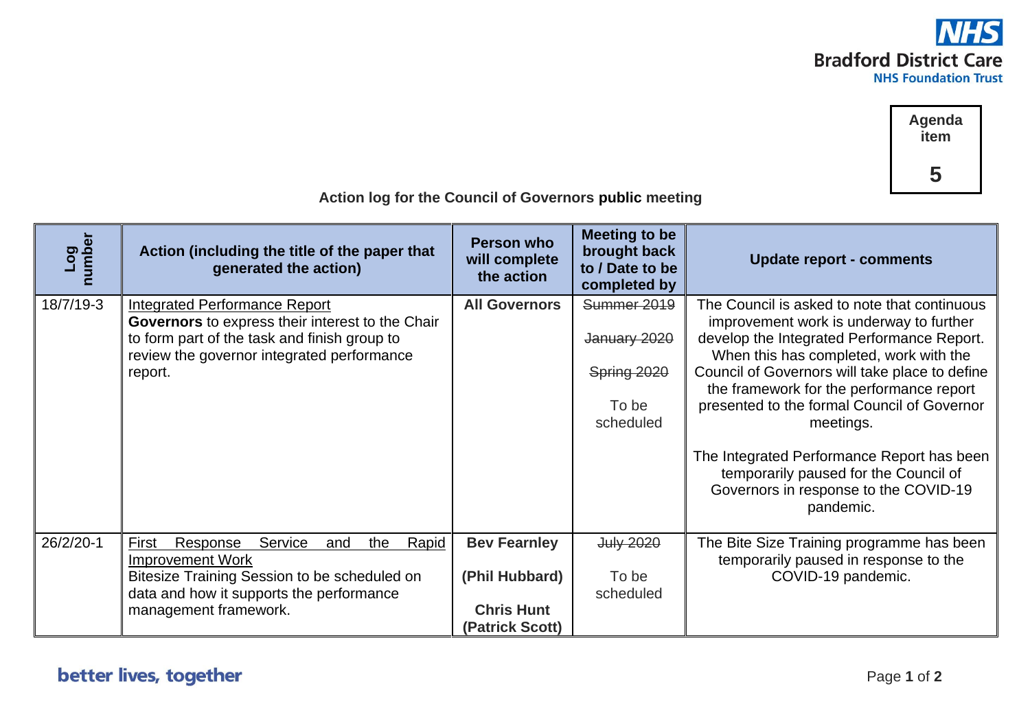Agenda item

5

**Action log for the Council of Governors public meeting**

| Log number | Action (including the title of the paper that generated the action) | Person who will complete the action | Meeting to be brought back to / Date to be completed by | Update report - comments |
|---|---|---|---|---|
| 18/7/19-3 | Integrated Performance Report<br>**Governors** to express their interest to the Chair to form part of the task and finish group to review the governor integrated performance report. | **All Governors** | ~~Summer 2019~~<br><br>~~January 2020~~<br><br>~~Spring 2020~~<br><br>To be scheduled | The Council is asked to note that continuous improvement work is underway to further develop the Integrated Performance Report. When this has completed, work with the Council of Governors will take place to define the framework for the performance report presented to the formal Council of Governor meetings.<br><br>The Integrated Performance Report has been temporarily paused for the Council of Governors in response to the COVID-19 pandemic. |
| 26/2/20-1 | First Response Service and the Rapid Improvement Work<br>Bitesize Training Session to be scheduled on data and how it supports the performance management framework. | **Bev Fearnley**<br><br>**(Phil Hubbard)**<br><br>**Chris Hunt**<br>**(Patrick Scott)** | ~~July 2020~~<br><br>To be scheduled | The Bite Size Training programme has been temporarily paused in response to the COVID-19 pandemic. |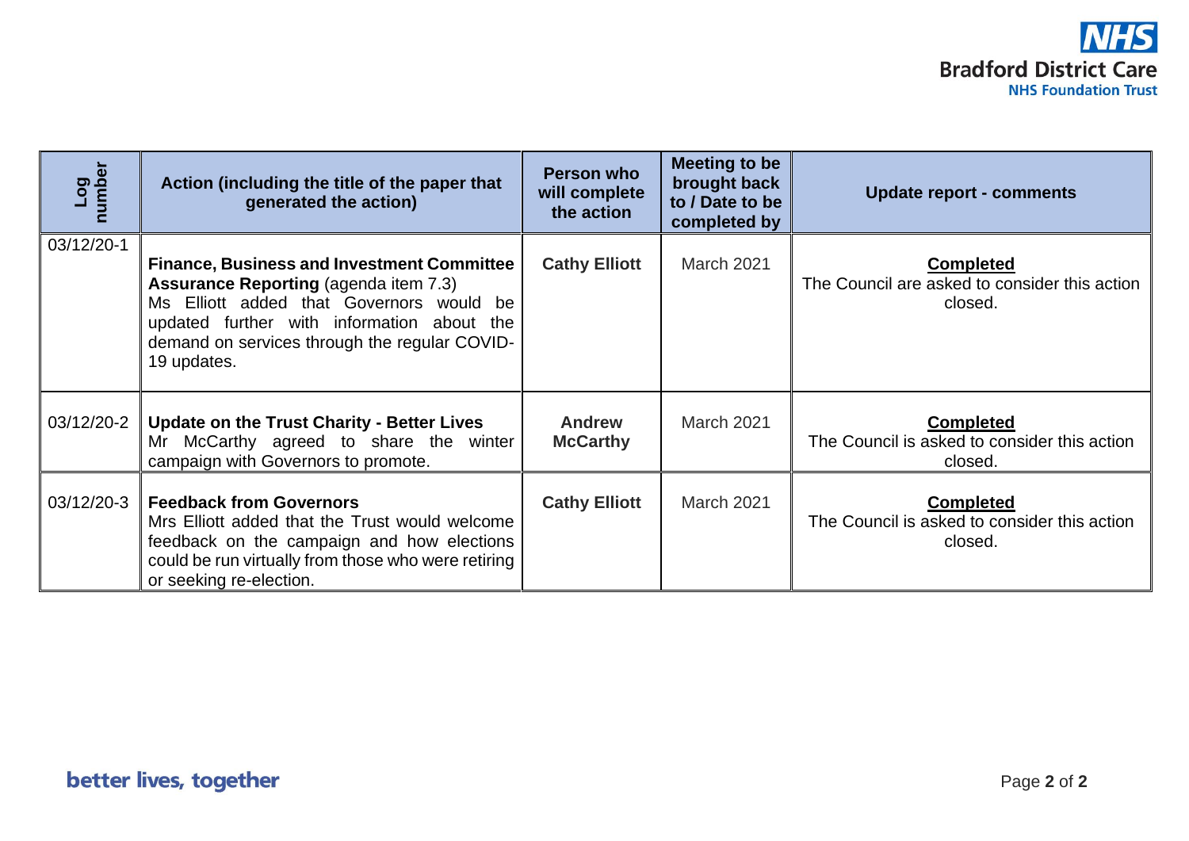| Log number | Action (including the title of the paper that generated the action) | Person who will complete the action | Meeting to be brought back to / Date to be completed by | Update report - comments |
|---|---|---|---|---|
| 03/12/20-1 | **Finance, Business and Investment Committee Assurance Reporting** (agenda item 7.3) Ms Elliott added that Governors would be updated further with information about the demand on services through the regular COVID-19 updates. | **Cathy Elliott** | March 2021 | **Completed** The Council are asked to consider this action closed. |
| 03/12/20-2 | **Update on the Trust Charity - Better Lives** Mr McCarthy agreed to share the winter campaign with Governors to promote. | **Andrew McCarthy** | March 2021 | **Completed** The Council is asked to consider this action closed. |
| 03/12/20-3 | **Feedback from Governors** Mrs Elliott added that the Trust would welcome feedback on the campaign and how elections could be run virtually from those who were retiring or seeking re-election. | **Cathy Elliott** | March 2021 | **Completed** The Council is asked to consider this action closed. |